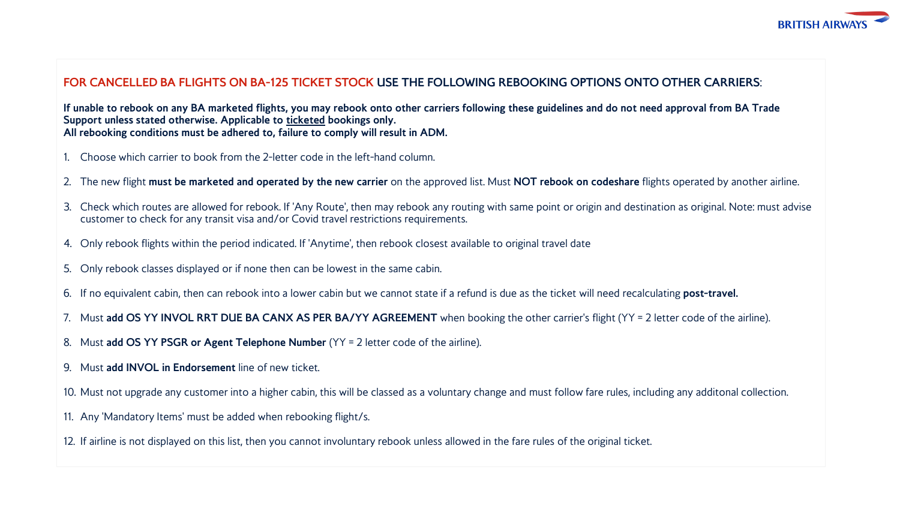## FOR CANCELLED BA FLIGHTS ON BA-125 TICKET STOCK USE THE FOLLOWING REBOOKING OPTIONS ONTO OTHER CARRIERS:

**If unable to rebook on any BA marketed flights, you may rebook onto other carriers following these guidelines and do not need approval from BA Trade Support unless stated otherwise. Applicable to ticketed bookings only.**
**All rebooking conditions must be adhered to, failure to comply will result in ADM.**

1. Choose which carrier to book from the 2-letter code in the left-hand column.
2. The new flight **must be marketed and operated by the new carrier** on the approved list. Must **NOT rebook on codeshare** flights operated by another airline.
3. Check which routes are allowed for rebook. If 'Any Route', then may rebook any routing with same point or origin and destination as original. Note: must advise customer to check for any transit visa and/or Covid travel restrictions requirements.
4. Only rebook flights within the period indicated. If 'Anytime', then rebook closest available to original travel date
5. Only rebook classes displayed or if none then can be lowest in the same cabin.
6. If no equivalent cabin, then can rebook into a lower cabin but we cannot state if a refund is due as the ticket will need recalculating **post-travel.**
7. Must **add OS YY INVOL RRT DUE BA CANX AS PER BA/YY AGREEMENT** when booking the other carrier's flight (YY = 2 letter code of the airline).
8. Must **add OS YY PSGR or Agent Telephone Number** (YY = 2 letter code of the airline).
9. Must **add INVOL in Endorsement** line of new ticket.
10. Must not upgrade any customer into a higher cabin, this will be classed as a voluntary change and must follow fare rules, including any additonal collection.
11. Any 'Mandatory Items' must be added when rebooking flight/s.
12. If airline is not displayed on this list, then you cannot involuntary rebook unless allowed in the fare rules of the original ticket.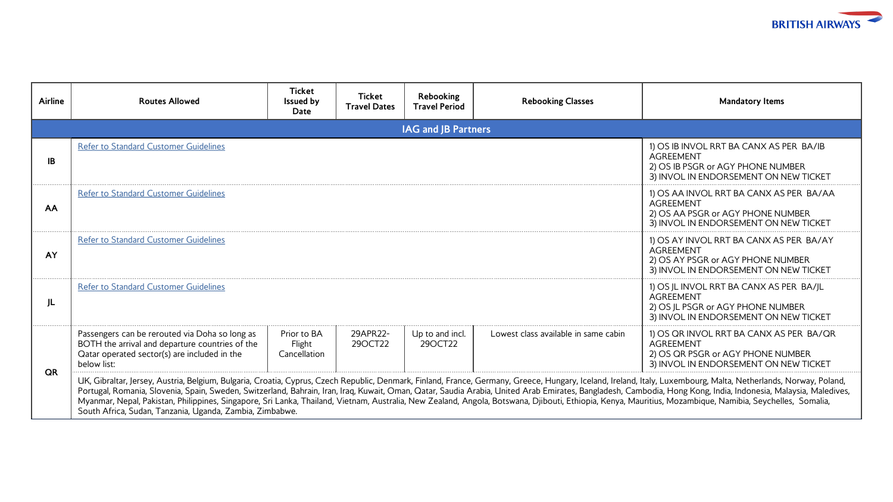| Airline | Routes Allowed | Ticket Issued by Date | Ticket Travel Dates | Rebooking Travel Period | Rebooking Classes | Mandatory Items |
|---|---|---|---|---|---|---|
| **IAG and JB Partners** | | | | | | |
| IB | Refer to Standard Customer Guidelines | | | | | 1) OS IB INVOL RRT BA CANX AS PER BA/IB AGREEMENT<br>2) OS IB PSGR or AGY PHONE NUMBER<br>3) INVOL IN ENDORSEMENT ON NEW TICKET |
| AA | Refer to Standard Customer Guidelines | | | | | 1) OS AA INVOL RRT BA CANX AS PER BA/AA AGREEMENT<br>2) OS AA PSGR or AGY PHONE NUMBER<br>3) INVOL IN ENDORSEMENT ON NEW TICKET |
| AY | Refer to Standard Customer Guidelines | | | | | 1) OS AY INVOL RRT BA CANX AS PER BA/AY AGREEMENT<br>2) OS AY PSGR or AGY PHONE NUMBER<br>3) INVOL IN ENDORSEMENT ON NEW TICKET |
| JL | Refer to Standard Customer Guidelines | | | | | 1) OS JL INVOL RRT BA CANX AS PER BA/JL AGREEMENT<br>2) OS JL PSGR or AGY PHONE NUMBER<br>3) INVOL IN ENDORSEMENT ON NEW TICKET |
| QR | Passengers can be rerouted via Doha so long as BOTH the arrival and departure countries of the Qatar operated sector(s) are included in the below list: | Prior to BA Flight Cancellation | 29APR22-29OCT22 | Up to and incl. 29OCT22 | Lowest class available in same cabin | 1) OS QR INVOL RRT BA CANX AS PER BA/QR AGREEMENT<br>2) OS QR PSGR or AGY PHONE NUMBER<br>3) INVOL IN ENDORSEMENT ON NEW TICKET |
| | UK, Gibraltar, Jersey, Austria, Belgium, Bulgaria, Croatia, Cyprus, Czech Republic, Denmark, Finland, France, Germany, Greece, Hungary, Iceland, Ireland, Italy, Luxembourg, Malta, Netherlands, Norway, Poland, Portugal, Romania, Slovenia, Spain, Sweden, Switzerland, Bahrain, Iran, Iraq, Kuwait, Oman, Qatar, Saudia Arabia, United Arab Emirates, Bangladesh, Cambodia, Hong Kong, India, Indonesia, Malaysia, Maledives, Myanmar, Nepal, Pakistan, Philippines, Singapore, Sri Lanka, Thailand, Vietnam, Australia, New Zealand, Angola, Botswana, Djibouti, Ethiopia, Kenya, Mauritius, Mozambique, Namibia, Seychelles, Somalia, South Africa, Sudan, Tanzania, Uganda, Zambia, Zimbabwe. | | | | | |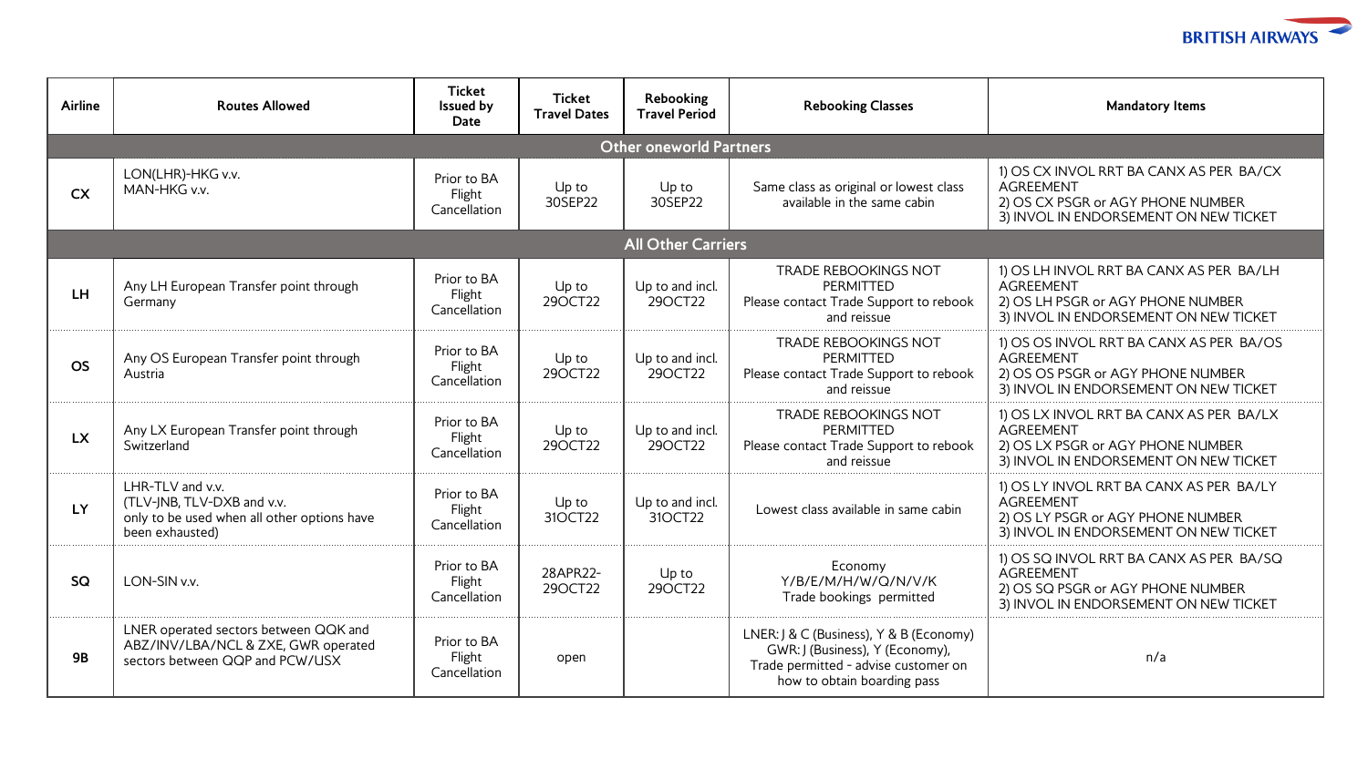| Airline | Routes Allowed | Ticket Issued by Date | Ticket Travel Dates | Rebooking Travel Period | Rebooking Classes | Mandatory Items |
|---|---|---|---|---|---|---|
| **Other oneworld Partners** | | | | | | |
| CX | LON(LHR)-HKG v.v.<br>MAN-HKG v.v. | Prior to BA Flight Cancellation | Up to 30SEP22 | Up to 30SEP22 | Same class as original or lowest class available in the same cabin | 1) OS CX INVOL RRT BA CANX AS PER BA/CX AGREEMENT<br>2) OS CX PSGR or AGY PHONE NUMBER<br>3) INVOL IN ENDORSEMENT ON NEW TICKET |
| **All Other Carriers** | | | | | | |
| LH | Any LH European Transfer point through Germany | Prior to BA Flight Cancellation | Up to 29OCT22 | Up to and incl. 29OCT22 | TRADE REBOOKINGS NOT PERMITTED<br>Please contact Trade Support to rebook and reissue | 1) OS LH INVOL RRT BA CANX AS PER BA/LH AGREEMENT<br>2) OS LH PSGR or AGY PHONE NUMBER<br>3) INVOL IN ENDORSEMENT ON NEW TICKET |
| OS | Any OS European Transfer point through Austria | Prior to BA Flight Cancellation | Up to 29OCT22 | Up to and incl. 29OCT22 | TRADE REBOOKINGS NOT PERMITTED<br>Please contact Trade Support to rebook and reissue | 1) OS OS INVOL RRT BA CANX AS PER BA/OS AGREEMENT<br>2) OS OS PSGR or AGY PHONE NUMBER<br>3) INVOL IN ENDORSEMENT ON NEW TICKET |
| LX | Any LX European Transfer point through Switzerland | Prior to BA Flight Cancellation | Up to 29OCT22 | Up to and incl. 29OCT22 | TRADE REBOOKINGS NOT PERMITTED<br>Please contact Trade Support to rebook and reissue | 1) OS LX INVOL RRT BA CANX AS PER BA/LX AGREEMENT<br>2) OS LX PSGR or AGY PHONE NUMBER<br>3) INVOL IN ENDORSEMENT ON NEW TICKET |
| LY | LHR-TLV and v.v.<br>(TLV-JNB, TLV-DXB and v.v.<br>only to be used when all other options have been exhausted) | Prior to BA Flight Cancellation | Up to 31OCT22 | Up to and incl. 31OCT22 | Lowest class available in same cabin | 1) OS LY INVOL RRT BA CANX AS PER BA/LY AGREEMENT<br>2) OS LY PSGR or AGY PHONE NUMBER<br>3) INVOL IN ENDORSEMENT ON NEW TICKET |
| SQ | LON-SIN v.v. | Prior to BA Flight Cancellation | 28APR22-29OCT22 | Up to 29OCT22 | Economy<br>Y/B/E/M/H/W/Q/N/V/K<br>Trade bookings permitted | 1) OS SQ INVOL RRT BA CANX AS PER BA/SQ AGREEMENT<br>2) OS SQ PSGR or AGY PHONE NUMBER<br>3) INVOL IN ENDORSEMENT ON NEW TICKET |
| 9B | LNER operated sectors between QQK and ABZ/INV/LBA/NCL & ZXE, GWR operated sectors between QQP and PCW/USX | Prior to BA Flight Cancellation | open | | LNER: J & C (Business), Y & B (Economy)<br>GWR: J (Business), Y (Economy),<br>Trade permitted - advise customer on how to obtain boarding pass | n/a |